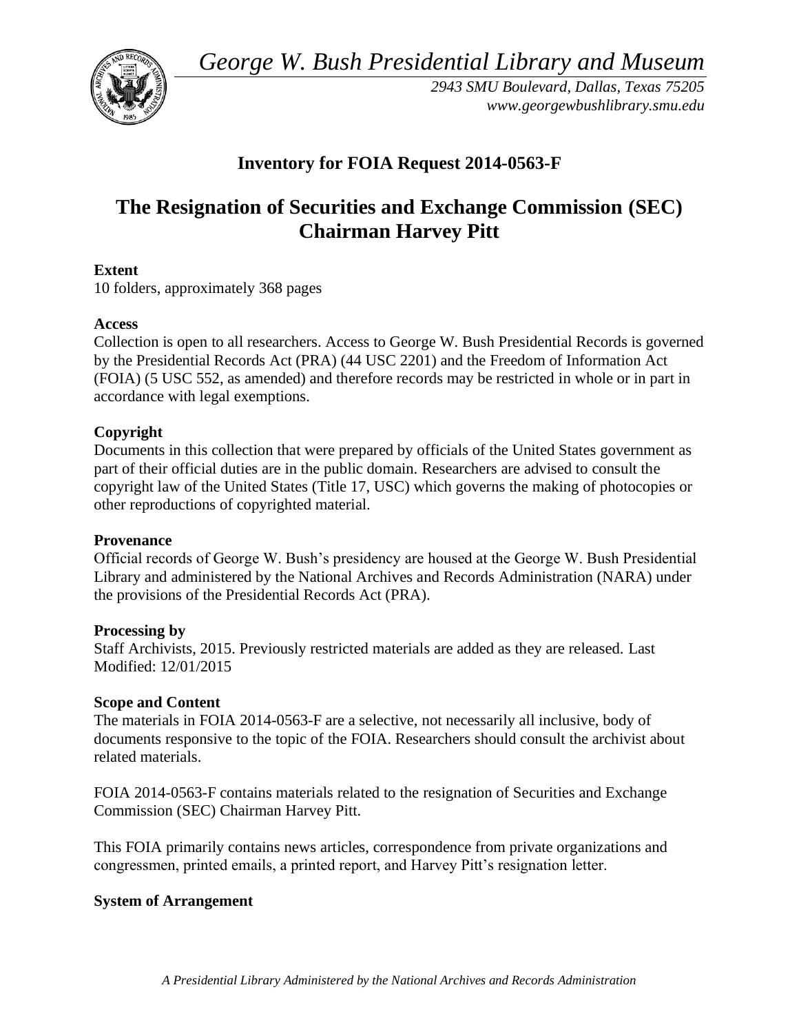*George W. Bush Presidential Library and Museum*

*2943 SMU Boulevard, Dallas, Texas 75205*
*www.georgewbushlibrary.smu.edu*

## Inventory for FOIA Request 2014-0563-F

# The Resignation of Securities and Exchange Commission (SEC) Chairman Harvey Pitt

**Extent**
10 folders, approximately 368 pages

**Access**
Collection is open to all researchers. Access to George W. Bush Presidential Records is governed by the Presidential Records Act (PRA) (44 USC 2201) and the Freedom of Information Act (FOIA) (5 USC 552, as amended) and therefore records may be restricted in whole or in part in accordance with legal exemptions.

**Copyright**
Documents in this collection that were prepared by officials of the United States government as part of their official duties are in the public domain. Researchers are advised to consult the copyright law of the United States (Title 17, USC) which governs the making of photocopies or other reproductions of copyrighted material.

**Provenance**
Official records of George W. Bush's presidency are housed at the George W. Bush Presidential Library and administered by the National Archives and Records Administration (NARA) under the provisions of the Presidential Records Act (PRA).

**Processing by**
Staff Archivists, 2015. Previously restricted materials are added as they are released. Last Modified: 12/01/2015

**Scope and Content**
The materials in FOIA 2014-0563-F are a selective, not necessarily all inclusive, body of documents responsive to the topic of the FOIA. Researchers should consult the archivist about related materials.

FOIA 2014-0563-F contains materials related to the resignation of Securities and Exchange Commission (SEC) Chairman Harvey Pitt.

This FOIA primarily contains news articles, correspondence from private organizations and congressmen, printed emails, a printed report, and Harvey Pitt's resignation letter.

**System of Arrangement**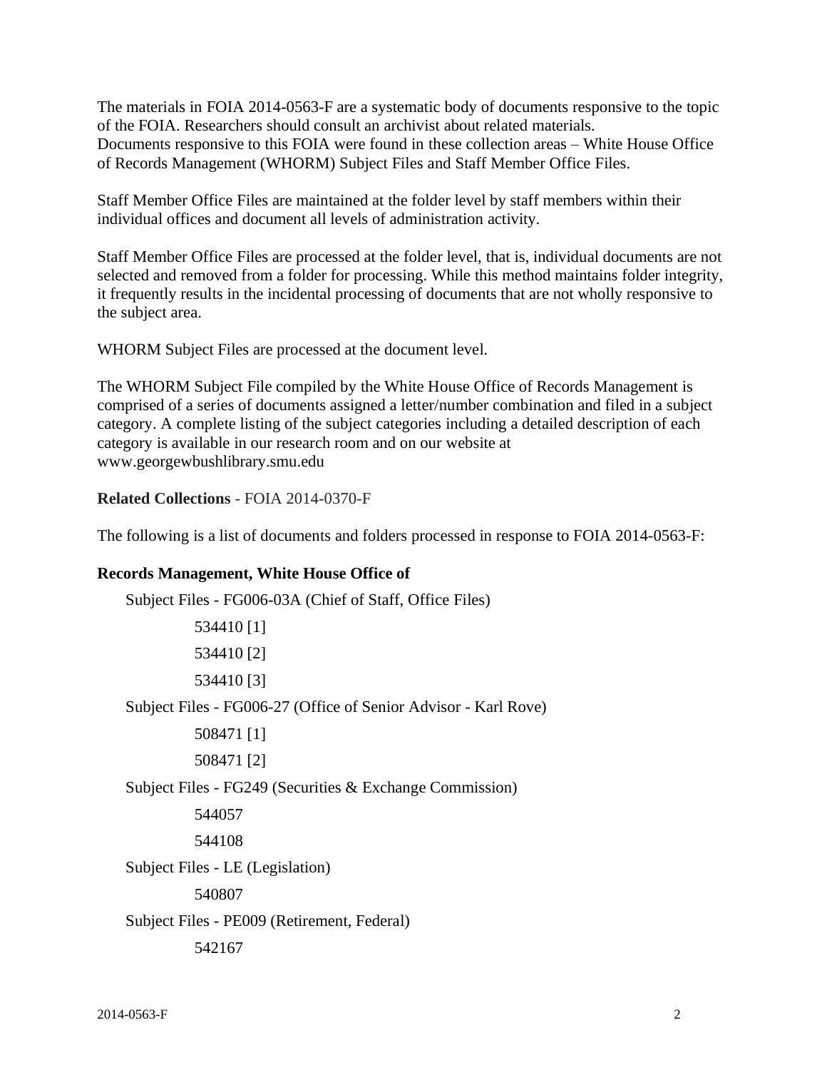The materials in FOIA 2014-0563-F are a systematic body of documents responsive to the topic of the FOIA. Researchers should consult an archivist about related materials.
Documents responsive to this FOIA were found in these collection areas – White House Office of Records Management (WHORM) Subject Files and Staff Member Office Files.

Staff Member Office Files are maintained at the folder level by staff members within their individual offices and document all levels of administration activity.

Staff Member Office Files are processed at the folder level, that is, individual documents are not selected and removed from a folder for processing. While this method maintains folder integrity, it frequently results in the incidental processing of documents that are not wholly responsive to the subject area.

WHORM Subject Files are processed at the document level.

The WHORM Subject File compiled by the White House Office of Records Management is comprised of a series of documents assigned a letter/number combination and filed in a subject category. A complete listing of the subject categories including a detailed description of each category is available in our research room and on our website at www.georgewbushlibrary.smu.edu

**Related Collections** - FOIA 2014-0370-F

The following is a list of documents and folders processed in response to FOIA 2014-0563-F:

**Records Management, White House Office of**

- Subject Files - FG006-03A (Chief of Staff, Office Files)
  - 534410 [1]
  - 534410 [2]
  - 534410 [3]
- Subject Files - FG006-27 (Office of Senior Advisor - Karl Rove)
  - 508471 [1]
  - 508471 [2]
- Subject Files - FG249 (Securities & Exchange Commission)
  - 544057
  - 544108
- Subject Files - LE (Legislation)
  - 540807
- Subject Files - PE009 (Retirement, Federal)
  - 542167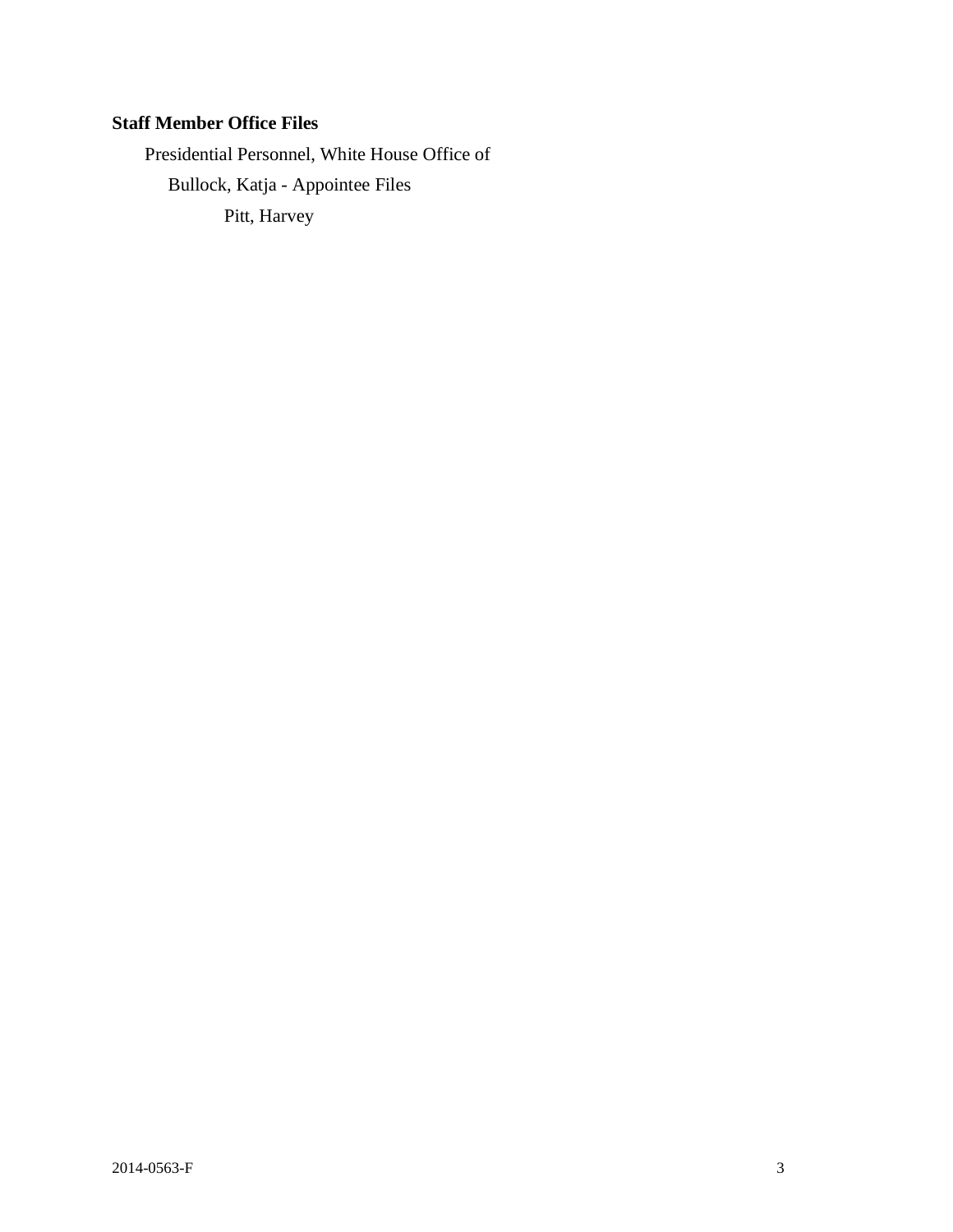**Staff Member Office Files**

Presidential Personnel, White House Office of

Bullock, Katja - Appointee Files

Pitt, Harvey

2014-0563-F